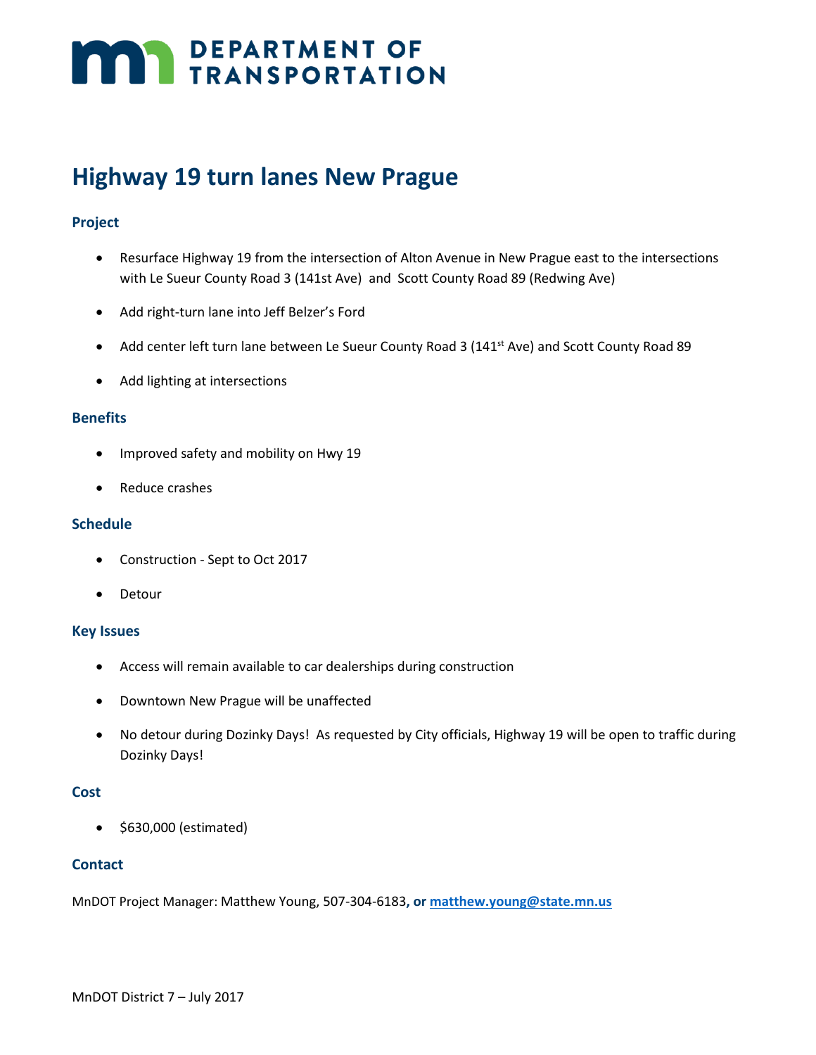DEPARTMENT OF TRANSPORTATION

# Highway 19 turn lanes New Prague

## Project

- Resurface Highway 19 from the intersection of Alton Avenue in New Prague east to the intersections with Le Sueur County Road 3 (141st Ave) and Scott County Road 89 (Redwing Ave)
- Add right-turn lane into Jeff Belzer's Ford
- Add center left turn lane between Le Sueur County Road 3 (141st Ave) and Scott County Road 89
- Add lighting at intersections

## Benefits

- Improved safety and mobility on Hwy 19
- Reduce crashes

## Schedule

- Construction - Sept to Oct 2017
- Detour

## Key Issues

- Access will remain available to car dealerships during construction
- Downtown New Prague will be unaffected
- No detour during Dozinky Days! As requested by City officials, Highway 19 will be open to traffic during Dozinky Days!

## Cost

- $630,000 (estimated)

## Contact

MnDOT Project Manager: Matthew Young, 507-304-6183**, or** **matthew.young@state.mn.us**

MnDOT District 7 – July 2017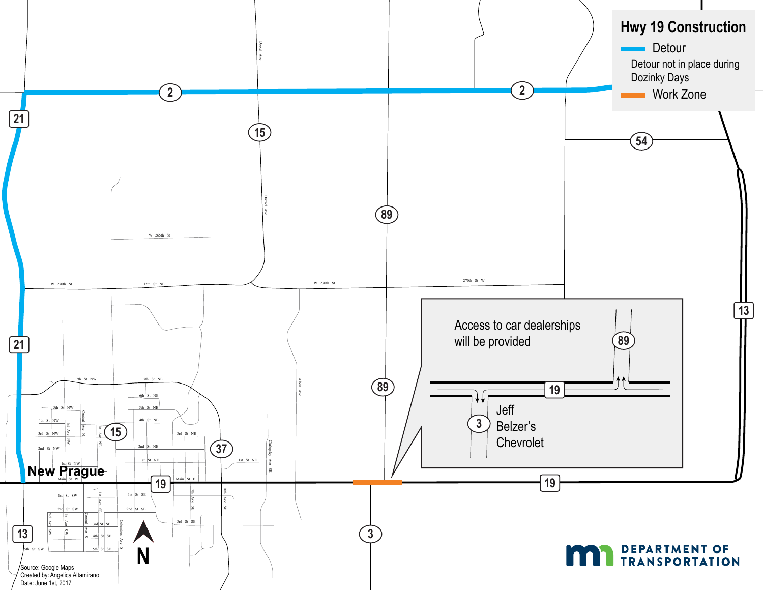# Hwy 19 Construction

Detour

Detour not in place during Dozinky Days

Work Zone

Access to car dealerships will be provided

Jeff Belzer's Chevrolet

New Prague

Source: Google Maps
Created by: Angelica Altamirano
Date: June 1st, 2017

DEPARTMENT OF TRANSPORTATION